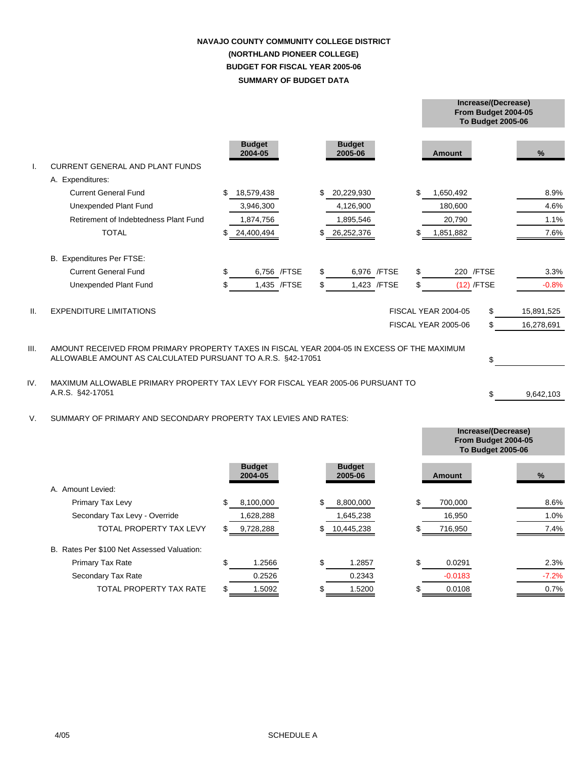# NAVAJO COUNTY COMMUNITY COLLEGE DISTRICT
## (NORTHLAND PIONEER COLLEGE)
## BUDGET FOR FISCAL YEAR 2005-06
## SUMMARY OF BUDGET DATA

| | | | | Increase/(Decrease) From Budget 2004-05 To Budget 2005-06 | |
|---|---|---|---|---|---|
| | | Budget 2004-05 | Budget 2005-06 | Amount | % |
| I. | CURRENT GENERAL AND PLANT FUNDS | | | | |
| | A. Expenditures: | | | | |
| | Current General Fund | $ 18,579,438 | $ 20,229,930 | $ 1,650,492 | 8.9% |
| | Unexpended Plant Fund | 3,946,300 | 4,126,900 | 180,600 | 4.6% |
| | Retirement of Indebtedness Plant Fund | 1,874,756 | 1,895,546 | 20,790 | 1.1% |
| | TOTAL | $ 24,400,494 | $ 26,252,376 | $ 1,851,882 | 7.6% |
| | B. Expenditures Per FTSE: | | | | |
| | Current General Fund | $ 6,756 /FTSE | $ 6,976 /FTSE | $ 220 /FTSE | 3.3% |
| | Unexpended Plant Fund | $ 1,435 /FTSE | $ 1,423 /FTSE | $ (12) /FTSE | -0.8% |

II. EXPENDITURE LIMITATIONS

| | |
|---|---|
| FISCAL YEAR 2004-05 | $ 15,891,525 |
| FISCAL YEAR 2005-06 | $ 16,278,691 |

III. AMOUNT RECEIVED FROM PRIMARY PROPERTY TAXES IN FISCAL YEAR 2004-05 IN EXCESS OF THE MAXIMUM ALLOWABLE AMOUNT AS CALCULATED PURSUANT TO A.R.S. §42-17051 $ \_\_\_\_\_\_\_\_

IV. MAXIMUM ALLOWABLE PRIMARY PROPERTY TAX LEVY FOR FISCAL YEAR 2005-06 PURSUANT TO A.R.S. §42-17051 $ 9,642,103

V. SUMMARY OF PRIMARY AND SECONDARY PROPERTY TAX LEVIES AND RATES:

| | | | Increase/(Decrease) From Budget 2004-05 To Budget 2005-06 | |
|---|---|---|---|---|
| | Budget 2004-05 | Budget 2005-06 | Amount | % |
| A. Amount Levied: | | | | |
| Primary Tax Levy | $ 8,100,000 | $ 8,800,000 | $ 700,000 | 8.6% |
| Secondary Tax Levy - Override | 1,628,288 | 1,645,238 | 16,950 | 1.0% |
| TOTAL PROPERTY TAX LEVY | $ 9,728,288 | $ 10,445,238 | $ 716,950 | 7.4% |
| B. Rates Per $100 Net Assessed Valuation: | | | | |
| Primary Tax Rate | $ 1.2566 | $ 1.2857 | $ 0.0291 | 2.3% |
| Secondary Tax Rate | 0.2526 | 0.2343 | -0.0183 | -7.2% |
| TOTAL PROPERTY TAX RATE | $ 1.5092 | $ 1.5200 | $ 0.0108 | 0.7% |

4/05

SCHEDULE A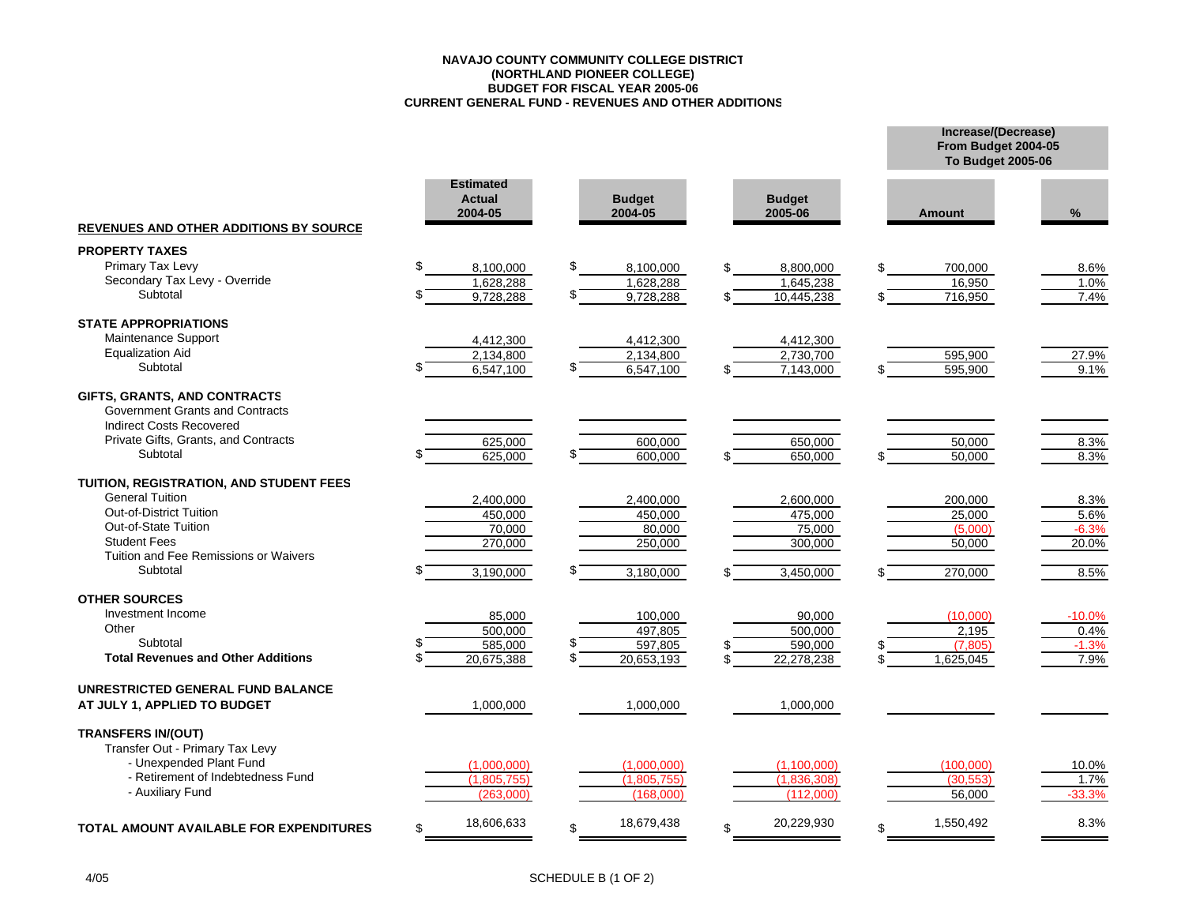**NAVAJO COUNTY COMMUNITY COLLEGE DISTRICT**
**(NORTHLAND PIONEER COLLEGE)**
**BUDGET FOR FISCAL YEAR 2005-06**
**CURRENT GENERAL FUND - REVENUES AND OTHER ADDITIONS**

| REVENUES AND OTHER ADDITIONS BY SOURCE | Estimated Actual 2004-05 | Budget 2004-05 | Budget 2005-06 | Increase/(Decrease) From Budget 2004-05 To Budget 2005-06 Amount | % |
|---|---|---|---|---|---|
| **PROPERTY TAXES** | | | | | |
| Primary Tax Levy | $ 8,100,000 | $ 8,100,000 | $ 8,800,000 | $ 700,000 | 8.6% |
| Secondary Tax Levy - Override | 1,628,288 | 1,628,288 | 1,645,238 | 16,950 | 1.0% |
| Subtotal | $ 9,728,288 | $ 9,728,288 | $ 10,445,238 | $ 716,950 | 7.4% |
| **STATE APPROPRIATIONS** | | | | | |
| Maintenance Support | 4,412,300 | 4,412,300 | 4,412,300 | | |
| Equalization Aid | 2,134,800 | 2,134,800 | 2,730,700 | 595,900 | 27.9% |
| Subtotal | $ 6,547,100 | $ 6,547,100 | $ 7,143,000 | $ 595,900 | 9.1% |
| **GIFTS, GRANTS, AND CONTRACTS** | | | | | |
| Government Grants and Contracts | | | | | |
| Indirect Costs Recovered | | | | | |
| Private Gifts, Grants, and Contracts | 625,000 | 600,000 | 650,000 | 50,000 | 8.3% |
| Subtotal | $ 625,000 | $ 600,000 | $ 650,000 | $ 50,000 | 8.3% |
| **TUITION, REGISTRATION, AND STUDENT FEES** | | | | | |
| General Tuition | 2,400,000 | 2,400,000 | 2,600,000 | 200,000 | 8.3% |
| Out-of-District Tuition | 450,000 | 450,000 | 475,000 | 25,000 | 5.6% |
| Out-of-State Tuition | 70,000 | 80,000 | 75,000 | (5,000) | -6.3% |
| Student Fees | 270,000 | 250,000 | 300,000 | 50,000 | 20.0% |
| Tuition and Fee Remissions or Waivers | | | | | |
| Subtotal | $ 3,190,000 | $ 3,180,000 | $ 3,450,000 | $ 270,000 | 8.5% |
| **OTHER SOURCES** | | | | | |
| Investment Income | 85,000 | 100,000 | 90,000 | (10,000) | -10.0% |
| Other | 500,000 | 497,805 | 500,000 | 2,195 | 0.4% |
| Subtotal | $ 585,000 | $ 597,805 | $ 590,000 | $ (7,805) | -1.3% |
| **Total Revenues and Other Additions** | $ 20,675,388 | $ 20,653,193 | $ 22,278,238 | $ 1,625,045 | 7.9% |
| **UNRESTRICTED GENERAL FUND BALANCE AT JULY 1, APPLIED TO BUDGET** | 1,000,000 | 1,000,000 | 1,000,000 | | |
| **TRANSFERS IN/(OUT)** | | | | | |
| Transfer Out - Primary Tax Levy | | | | | |
| - Unexpended Plant Fund | (1,000,000) | (1,000,000) | (1,100,000) | (100,000) | 10.0% |
| - Retirement of Indebtedness Fund | (1,805,755) | (1,805,755) | (1,836,308) | (30,553) | 1.7% |
| - Auxiliary Fund | (263,000) | (168,000) | (112,000) | 56,000 | -33.3% |
| **TOTAL AMOUNT AVAILABLE FOR EXPENDITURES** | $ 18,606,633 | $ 18,679,438 | $ 20,229,930 | $ 1,550,492 | 8.3% |

4/05

SCHEDULE B (1 OF 2)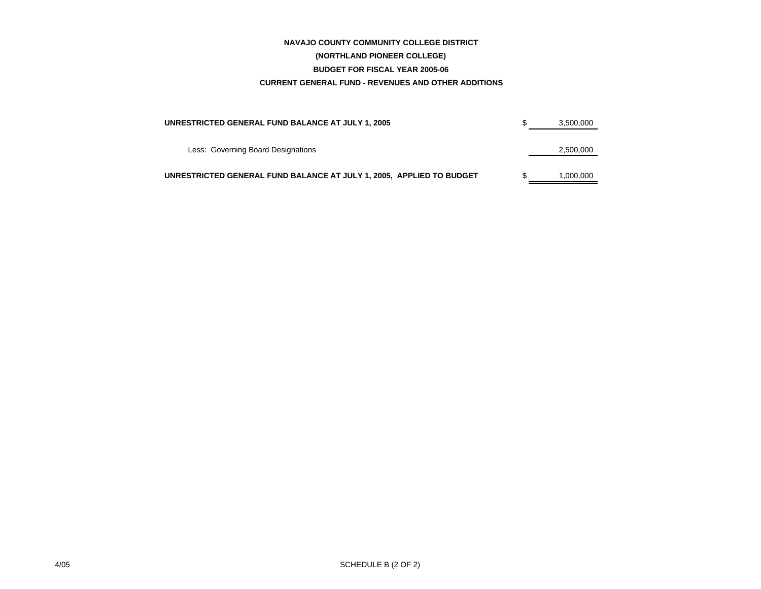**NAVAJO COUNTY COMMUNITY COLLEGE DISTRICT**

**(NORTHLAND PIONEER COLLEGE)**

**BUDGET FOR FISCAL YEAR 2005-06**

**CURRENT GENERAL FUND - REVENUES AND OTHER ADDITIONS**

| | | |
|---|---|---|
| **UNRESTRICTED GENERAL FUND BALANCE AT JULY 1, 2005** | $ | 3,500,000 |
| Less: Governing Board Designations | | 2,500,000 |
| **UNRESTRICTED GENERAL FUND BALANCE AT JULY 1, 2005, APPLIED TO BUDGET** | $ | 1,000,000 |

4/05

SCHEDULE B (2 OF 2)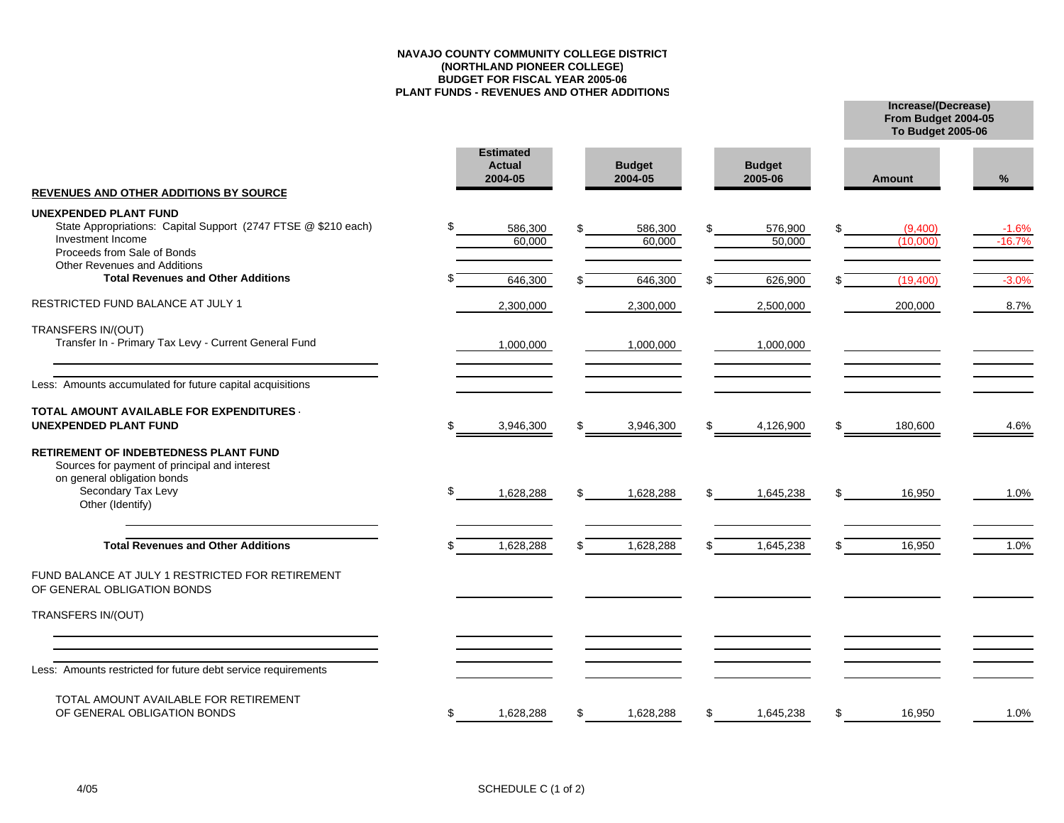**NAVAJO COUNTY COMMUNITY COLLEGE DISTRICT**
**(NORTHLAND PIONEER COLLEGE)**
**BUDGET FOR FISCAL YEAR 2005-06**
**PLANT FUNDS - REVENUES AND OTHER ADDITIONS**

| REVENUES AND OTHER ADDITIONS BY SOURCE | Estimated Actual 2004-05 | Budget 2004-05 | Budget 2005-06 | Increase/(Decrease) From Budget 2004-05 To Budget 2005-06 Amount | % |
|---|---|---|---|---|---|
| **UNEXPENDED PLANT FUND** | | | | | |
| State Appropriations: Capital Support (2747 FTSE @ $210 each) | $ 586,300 | $ 586,300 | $ 576,900 | $ (9,400) | -1.6% |
| Investment Income | 60,000 | 60,000 | 50,000 | (10,000) | -16.7% |
| Proceeds from Sale of Bonds | | | | | |
| Other Revenues and Additions | | | | | |
| **Total Revenues and Other Additions** | $ 646,300 | $ 646,300 | $ 626,900 | $ (19,400) | -3.0% |
| RESTRICTED FUND BALANCE AT JULY 1 | 2,300,000 | 2,300,000 | 2,500,000 | 200,000 | 8.7% |
| TRANSFERS IN/(OUT) | | | | | |
| Transfer In - Primary Tax Levy - Current General Fund | 1,000,000 | 1,000,000 | 1,000,000 | | |
| | | | | | |
| | | | | | |
| Less: Amounts accumulated for future capital acquisitions | | | | | |
| **TOTAL AMOUNT AVAILABLE FOR EXPENDITURES - UNEXPENDED PLANT FUND** | $ 3,946,300 | $ 3,946,300 | $ 4,126,900 | $ 180,600 | 4.6% |
| **RETIREMENT OF INDEBTEDNESS PLANT FUND** | | | | | |
| Sources for payment of principal and interest on general obligation bonds | | | | | |
| Secondary Tax Levy | $ 1,628,288 | $ 1,628,288 | $ 1,645,238 | $ 16,950 | 1.0% |
| Other (Identify) | | | | | |
| | | | | | |
| **Total Revenues and Other Additions** | $ 1,628,288 | $ 1,628,288 | $ 1,645,238 | $ 16,950 | 1.0% |
| FUND BALANCE AT JULY 1 RESTRICTED FOR RETIREMENT OF GENERAL OBLIGATION BONDS | | | | | |
| TRANSFERS IN/(OUT) | | | | | |
| | | | | | |
| | | | | | |
| Less: Amounts restricted for future debt service requirements | | | | | |
| TOTAL AMOUNT AVAILABLE FOR RETIREMENT OF GENERAL OBLIGATION BONDS | $ 1,628,288 | $ 1,628,288 | $ 1,645,238 | $ 16,950 | 1.0% |

4/05

SCHEDULE C (1 of 2)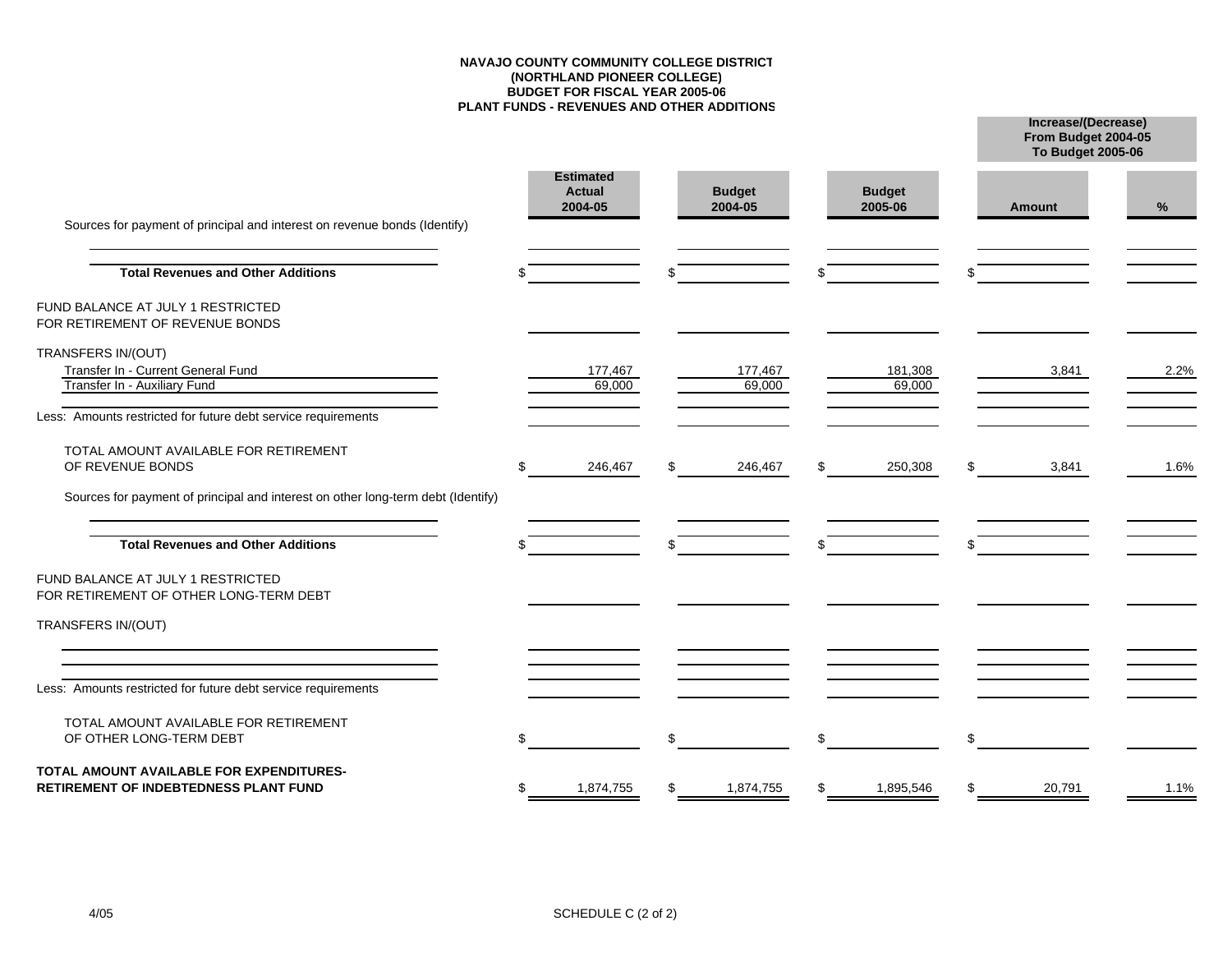**NAVAJO COUNTY COMMUNITY COLLEGE DISTRICT**
**(NORTHLAND PIONEER COLLEGE)**
**BUDGET FOR FISCAL YEAR 2005-06**
**PLANT FUNDS - REVENUES AND OTHER ADDITIONS**

| | Estimated Actual 2004-05 | Budget 2004-05 | Budget 2005-06 | Increase/(Decrease) From Budget 2004-05 To Budget 2005-06 | |
|---|---|---|---|---|---|
| | | | | **Amount** | **%** |
| Sources for payment of principal and interest on revenue bonds (Identify) | | | | | |
| | | | | | |
| **Total Revenues and Other Additions** | $ | $ | $ | $ | |
| FUND BALANCE AT JULY 1 RESTRICTED FOR RETIREMENT OF REVENUE BONDS | | | | | |
| TRANSFERS IN/(OUT) | | | | | |
| Transfer In - Current General Fund | 177,467 | 177,467 | 181,308 | 3,841 | 2.2% |
| Transfer In - Auxiliary Fund | 69,000 | 69,000 | 69,000 | | |
| | | | | | |
| Less: Amounts restricted for future debt service requirements | | | | | |
| TOTAL AMOUNT AVAILABLE FOR RETIREMENT OF REVENUE BONDS | $ 246,467 | $ 246,467 | $ 250,308 | $ 3,841 | 1.6% |
| Sources for payment of principal and interest on other long-term debt (Identify) | | | | | |
| | | | | | |
| **Total Revenues and Other Additions** | $ | $ | $ | $ | |
| FUND BALANCE AT JULY 1 RESTRICTED FOR RETIREMENT OF OTHER LONG-TERM DEBT | | | | | |
| TRANSFERS IN/(OUT) | | | | | |
| | | | | | |
| | | | | | |
| | | | | | |
| Less: Amounts restricted for future debt service requirements | | | | | |
| TOTAL AMOUNT AVAILABLE FOR RETIREMENT OF OTHER LONG-TERM DEBT | $ | $ | $ | $ | |
| **TOTAL AMOUNT AVAILABLE FOR EXPENDITURES-RETIREMENT OF INDEBTEDNESS PLANT FUND** | $ 1,874,755 | $ 1,874,755 | $ 1,895,546 | $ 20,791 | 1.1% |

4/05

SCHEDULE C (2 of 2)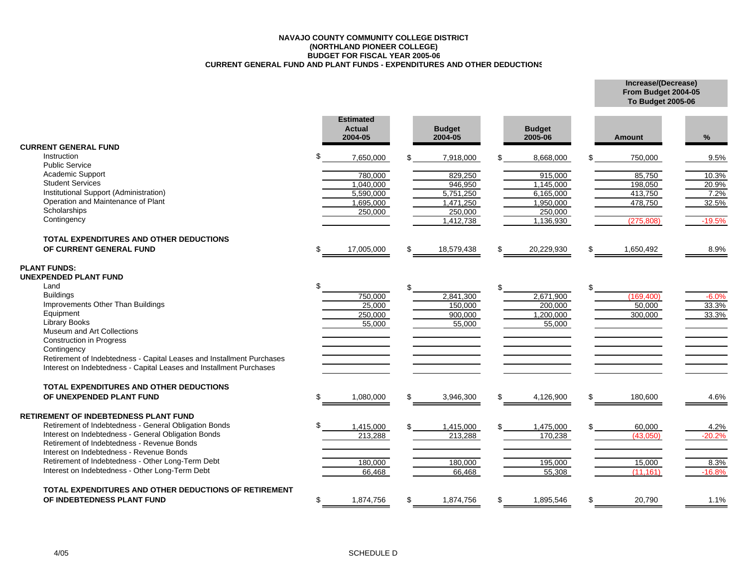**NAVAJO COUNTY COMMUNITY COLLEGE DISTRICT**
**(NORTHLAND PIONEER COLLEGE)**
**BUDGET FOR FISCAL YEAR 2005-06**
**CURRENT GENERAL FUND AND PLANT FUNDS - EXPENDITURES AND OTHER DEDUCTIONS**

| | Estimated Actual 2004-05 | Budget 2004-05 | Budget 2005-06 | Increase/(Decrease) From Budget 2004-05 To Budget 2005-06 | |
|---|---|---|---|---|---|
| | | | | Amount | % |
| **CURRENT GENERAL FUND** | | | | | |
| Instruction | $ 7,650,000 | $ 7,918,000 | $ 8,668,000 | $ 750,000 | 9.5% |
| Public Service | | | | | |
| Academic Support | 780,000 | 829,250 | 915,000 | 85,750 | 10.3% |
| Student Services | 1,040,000 | 946,950 | 1,145,000 | 198,050 | 20.9% |
| Institutional Support (Administration) | 5,590,000 | 5,751,250 | 6,165,000 | 413,750 | 7.2% |
| Operation and Maintenance of Plant | 1,695,000 | 1,471,250 | 1,950,000 | 478,750 | 32.5% |
| Scholarships | 250,000 | 250,000 | 250,000 | | |
| Contingency | | 1,412,738 | 1,136,930 | (275,808) | -19.5% |
| **TOTAL EXPENDITURES AND OTHER DEDUCTIONS OF CURRENT GENERAL FUND** | $ 17,005,000 | $ 18,579,438 | $ 20,229,930 | $ 1,650,492 | 8.9% |
| **PLANT FUNDS:** | | | | | |
| **UNEXPENDED PLANT FUND** | | | | | |
| Land | $ | $ | $ | $ | |
| Buildings | 750,000 | 2,841,300 | 2,671,900 | (169,400) | -6.0% |
| Improvements Other Than Buildings | 25,000 | 150,000 | 200,000 | 50,000 | 33.3% |
| Equipment | 250,000 | 900,000 | 1,200,000 | 300,000 | 33.3% |
| Library Books | 55,000 | 55,000 | 55,000 | | |
| Museum and Art Collections | | | | | |
| Construction in Progress | | | | | |
| Contingency | | | | | |
| Retirement of Indebtedness - Capital Leases and Installment Purchases | | | | | |
| Interest on Indebtedness - Capital Leases and Installment Purchases | | | | | |
| **TOTAL EXPENDITURES AND OTHER DEDUCTIONS OF UNEXPENDED PLANT FUND** | $ 1,080,000 | $ 3,946,300 | $ 4,126,900 | $ 180,600 | 4.6% |
| **RETIREMENT OF INDEBTEDNESS PLANT FUND** | | | | | |
| Retirement of Indebtedness - General Obligation Bonds | $ 1,415,000 | $ 1,415,000 | $ 1,475,000 | $ 60,000 | 4.2% |
| Interest on Indebtedness - General Obligation Bonds | 213,288 | 213,288 | 170,238 | (43,050) | -20.2% |
| Retirement of Indebtedness - Revenue Bonds | | | | | |
| Interest on Indebtedness - Revenue Bonds | | | | | |
| Retirement of Indebtedness - Other Long-Term Debt | 180,000 | 180,000 | 195,000 | 15,000 | 8.3% |
| Interest on Indebtedness - Other Long-Term Debt | 66,468 | 66,468 | 55,308 | (11,161) | -16.8% |
| **TOTAL EXPENDITURES AND OTHER DEDUCTIONS OF RETIREMENT OF INDEBTEDNESS PLANT FUND** | $ 1,874,756 | $ 1,874,756 | $ 1,895,546 | $ 20,790 | 1.1% |

4/05

SCHEDULE D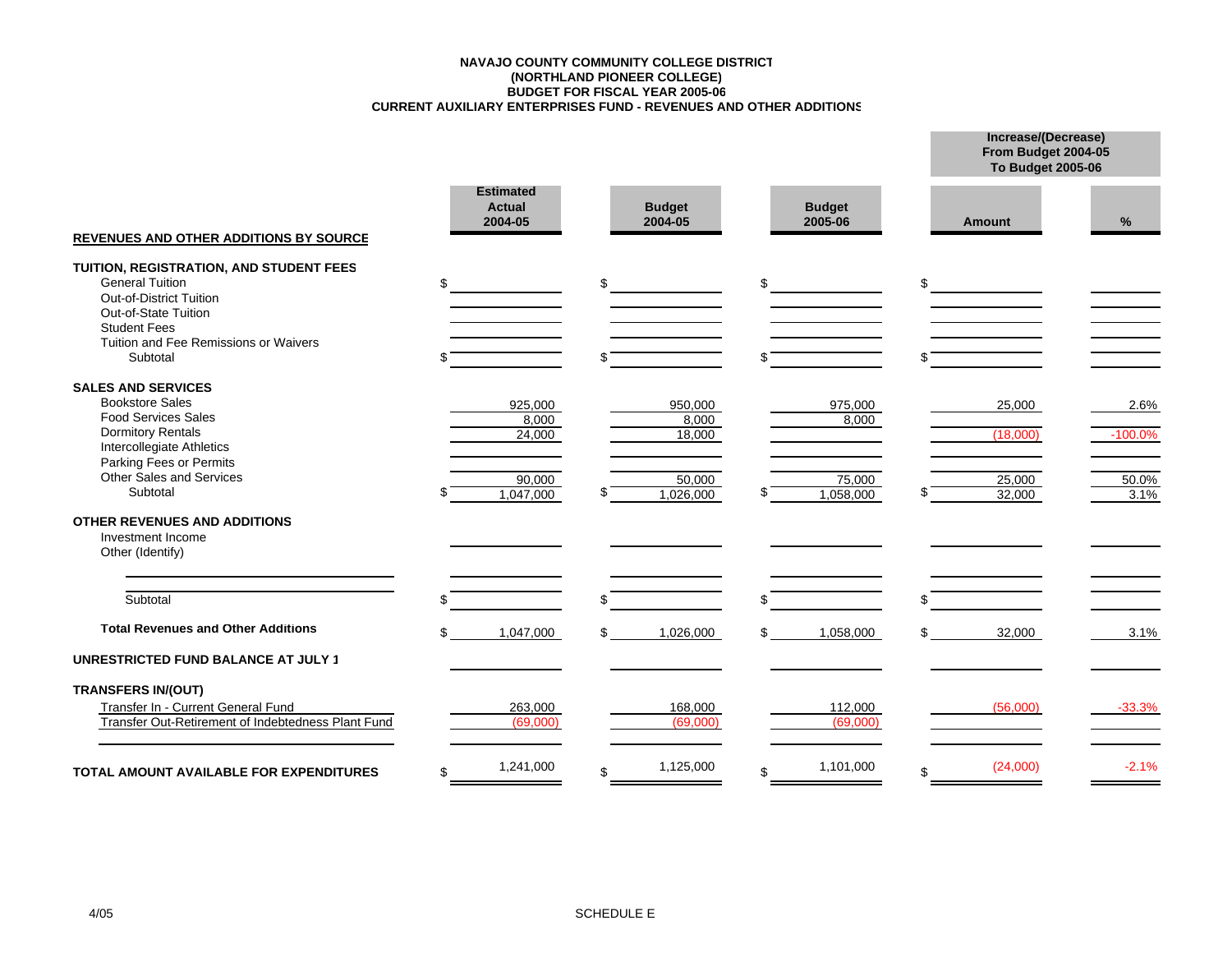**NAVAJO COUNTY COMMUNITY COLLEGE DISTRICT**
**(NORTHLAND PIONEER COLLEGE)**
**BUDGET FOR FISCAL YEAR 2005-06**
**CURRENT AUXILIARY ENTERPRISES FUND - REVENUES AND OTHER ADDITIONS**

| REVENUES AND OTHER ADDITIONS BY SOURCE | Estimated Actual 2004-05 | Budget 2004-05 | Budget 2005-06 | Increase/(Decrease) From Budget 2004-05 To Budget 2005-06 Amount | % |
|---|---|---|---|---|---|
| **TUITION, REGISTRATION, AND STUDENT FEES** | | | | | |
| General Tuition | $ | $ | $ | $ | |
| Out-of-District Tuition | | | | | |
| Out-of-State Tuition | | | | | |
| Student Fees | | | | | |
| Tuition and Fee Remissions or Waivers | | | | | |
| Subtotal | $ | $ | $ | $ | |
| **SALES AND SERVICES** | | | | | |
| Bookstore Sales | 925,000 | 950,000 | 975,000 | 25,000 | 2.6% |
| Food Services Sales | 8,000 | 8,000 | 8,000 | | |
| Dormitory Rentals | 24,000 | 18,000 | | (18,000) | -100.0% |
| Intercollegiate Athletics | | | | | |
| Parking Fees or Permits | | | | | |
| Other Sales and Services | 90,000 | 50,000 | 75,000 | 25,000 | 50.0% |
| Subtotal | $ 1,047,000 | $ 1,026,000 | $ 1,058,000 | $ 32,000 | 3.1% |
| **OTHER REVENUES AND ADDITIONS** | | | | | |
| Investment Income | | | | | |
| Other (Identify) | | | | | |
| Subtotal | $ | $ | $ | $ | |
| **Total Revenues and Other Additions** | $ 1,047,000 | $ 1,026,000 | $ 1,058,000 | $ 32,000 | 3.1% |
| **UNRESTRICTED FUND BALANCE AT JULY 1** | | | | | |
| **TRANSFERS IN/(OUT)** | | | | | |
| Transfer In - Current General Fund | 263,000 | 168,000 | 112,000 | (56,000) | -33.3% |
| Transfer Out-Retirement of Indebtedness Plant Fund | (69,000) | (69,000) | (69,000) | | |
| **TOTAL AMOUNT AVAILABLE FOR EXPENDITURES** | $ 1,241,000 | $ 1,125,000 | $ 1,101,000 | $ (24,000) | -2.1% |

4/05

SCHEDULE E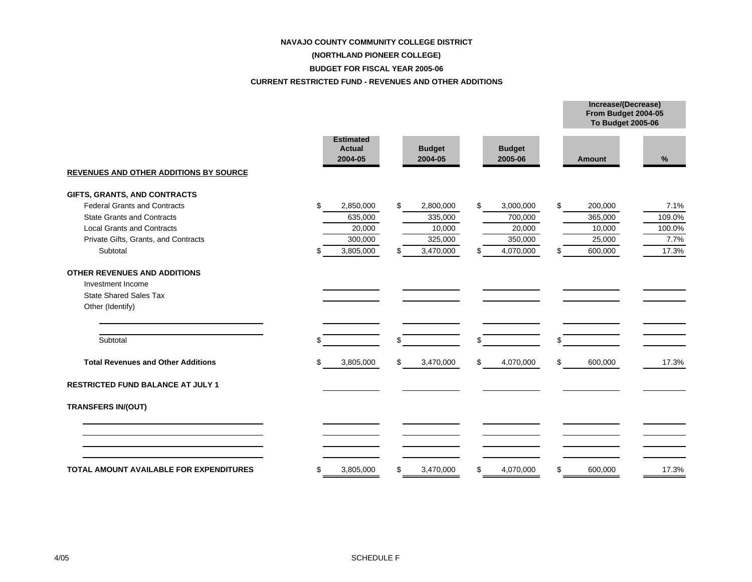**NAVAJO COUNTY COMMUNITY COLLEGE DISTRICT**

**(NORTHLAND PIONEER COLLEGE)**

**BUDGET FOR FISCAL YEAR 2005-06**

**CURRENT RESTRICTED FUND - REVENUES AND OTHER ADDITIONS**

| | Estimated Actual 2004-05 | Budget 2004-05 | Budget 2005-06 | Increase/(Decrease) From Budget 2004-05 To Budget 2005-06 | |
|---|---|---|---|---|---|
| | | | | Amount | % |
| **REVENUES AND OTHER ADDITIONS BY SOURCE** | | | | | |
| **GIFTS, GRANTS, AND CONTRACTS** | | | | | |
| Federal Grants and Contracts | $ 2,850,000 | $ 2,800,000 | $ 3,000,000 | $ 200,000 | 7.1% |
| State Grants and Contracts | 635,000 | 335,000 | 700,000 | 365,000 | 109.0% |
| Local Grants and Contracts | 20,000 | 10,000 | 20,000 | 10,000 | 100.0% |
| Private Gifts, Grants, and Contracts | 300,000 | 325,000 | 350,000 | 25,000 | 7.7% |
| Subtotal | $ 3,805,000 | $ 3,470,000 | $ 4,070,000 | $ 600,000 | 17.3% |
| **OTHER REVENUES AND ADDITIONS** | | | | | |
| Investment Income | | | | | |
| State Shared Sales Tax | | | | | |
| Other (Identify) | | | | | |
| | | | | | |
| | | | | | |
| Subtotal | $ | $ | $ | $ | |
| **Total Revenues and Other Additions** | $ 3,805,000 | $ 3,470,000 | $ 4,070,000 | $ 600,000 | 17.3% |
| **RESTRICTED FUND BALANCE AT JULY 1** | | | | | |
| **TRANSFERS IN/(OUT)** | | | | | |
| | | | | | |
| | | | | | |
| | | | | | |
| | | | | | |
| **TOTAL AMOUNT AVAILABLE FOR EXPENDITURES** | $ 3,805,000 | $ 3,470,000 | $ 4,070,000 | $ 600,000 | 17.3% |

4/05

SCHEDULE F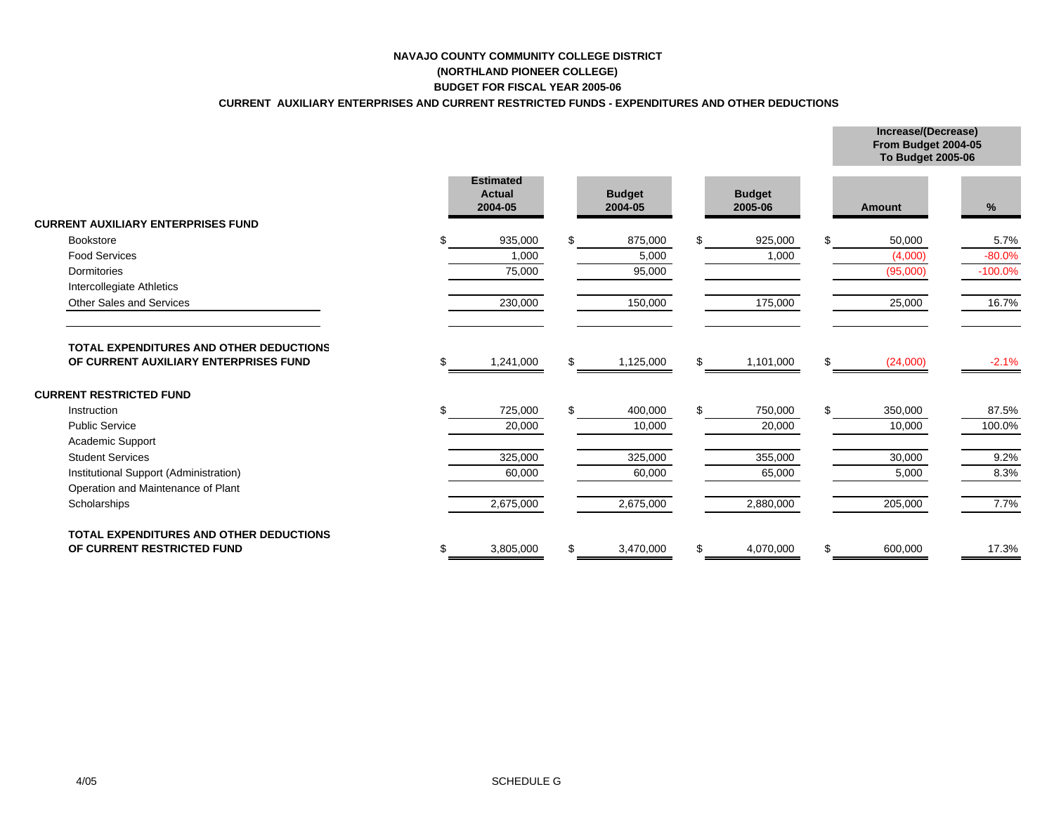**NAVAJO COUNTY COMMUNITY COLLEGE DISTRICT**
**(NORTHLAND PIONEER COLLEGE)**
**BUDGET FOR FISCAL YEAR 2005-06**
**CURRENT AUXILIARY ENTERPRISES AND CURRENT RESTRICTED FUNDS - EXPENDITURES AND OTHER DEDUCTIONS**

| | Estimated Actual 2004-05 | Budget 2004-05 | Budget 2005-06 | Increase/(Decrease) From Budget 2004-05 To Budget 2005-06 | |
|---|---|---|---|---|---|
| | | | | Amount | % |
| **CURRENT AUXILIARY ENTERPRISES FUND** | | | | | |
| Bookstore | $ 935,000 | $ 875,000 | $ 925,000 | $ 50,000 | 5.7% |
| Food Services | 1,000 | 5,000 | 1,000 | (4,000) | -80.0% |
| Dormitories | 75,000 | 95,000 | | (95,000) | -100.0% |
| Intercollegiate Athletics | | | | | |
| Other Sales and Services | 230,000 | 150,000 | 175,000 | 25,000 | 16.7% |
| | | | | | |
| **TOTAL EXPENDITURES AND OTHER DEDUCTIONS OF CURRENT AUXILIARY ENTERPRISES FUND** | $ 1,241,000 | $ 1,125,000 | $ 1,101,000 | $ (24,000) | -2.1% |
| **CURRENT RESTRICTED FUND** | | | | | |
| Instruction | $ 725,000 | $ 400,000 | $ 750,000 | $ 350,000 | 87.5% |
| Public Service | 20,000 | 10,000 | 20,000 | 10,000 | 100.0% |
| Academic Support | | | | | |
| Student Services | 325,000 | 325,000 | 355,000 | 30,000 | 9.2% |
| Institutional Support (Administration) | 60,000 | 60,000 | 65,000 | 5,000 | 8.3% |
| Operation and Maintenance of Plant | | | | | |
| Scholarships | 2,675,000 | 2,675,000 | 2,880,000 | 205,000 | 7.7% |
| **TOTAL EXPENDITURES AND OTHER DEDUCTIONS OF CURRENT RESTRICTED FUND** | $ 3,805,000 | $ 3,470,000 | $ 4,070,000 | $ 600,000 | 17.3% |

4/05

SCHEDULE G